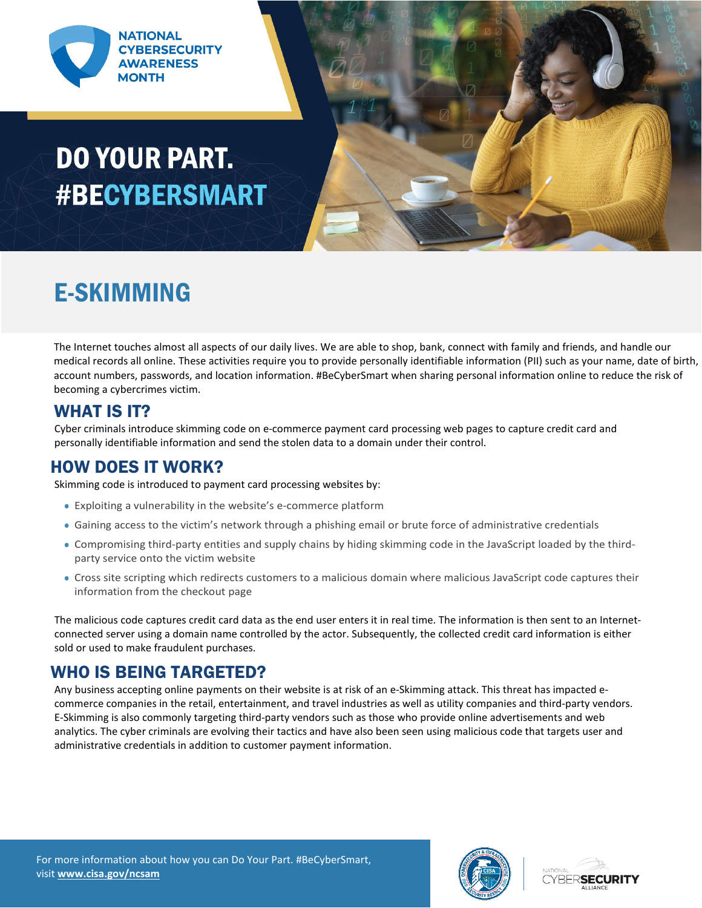NATIONAL CYBERSECURITY AWARENESS MONTH

# DO YOUR PART. #BECYBERSMART

# E-SKIMMING

The Internet touches almost all aspects of our daily lives. We are able to shop, bank, connect with family and friends, and handle our medical records all online. These activities require you to provide personally identifiable information (PII) such as your name, date of birth, account numbers, passwords, and location information. #BeCyberSmart when sharing personal information online to reduce the risk of becoming a cybercrimes victim.

## WHAT IS IT?

Cyber criminals introduce skimming code on e-commerce payment card processing web pages to capture credit card and personally identifiable information and send the stolen data to a domain under their control.

## HOW DOES IT WORK?

Skimming code is introduced to payment card processing websites by:

- Exploiting a vulnerability in the website's e-commerce platform
- Gaining access to the victim's network through a phishing email or brute force of administrative credentials
- Compromising third-party entities and supply chains by hiding skimming code in the JavaScript loaded by the third-party service onto the victim website
- Cross site scripting which redirects customers to a malicious domain where malicious JavaScript code captures their information from the checkout page

The malicious code captures credit card data as the end user enters it in real time. The information is then sent to an Internet-connected server using a domain name controlled by the actor. Subsequently, the collected credit card information is either sold or used to make fraudulent purchases.

## WHO IS BEING TARGETED?

Any business accepting online payments on their website is at risk of an e-Skimming attack. This threat has impacted e-commerce companies in the retail, entertainment, and travel industries as well as utility companies and third-party vendors. E-Skimming is also commonly targeting third-party vendors such as those who provide online advertisements and web analytics. The cyber criminals are evolving their tactics and have also been seen using malicious code that targets user and administrative credentials in addition to customer payment information.

For more information about how you can Do Your Part. #BeCyberSmart, visit **www.cisa.gov/ncsam**

NATIONAL CYBERSECURITY ALLIANCE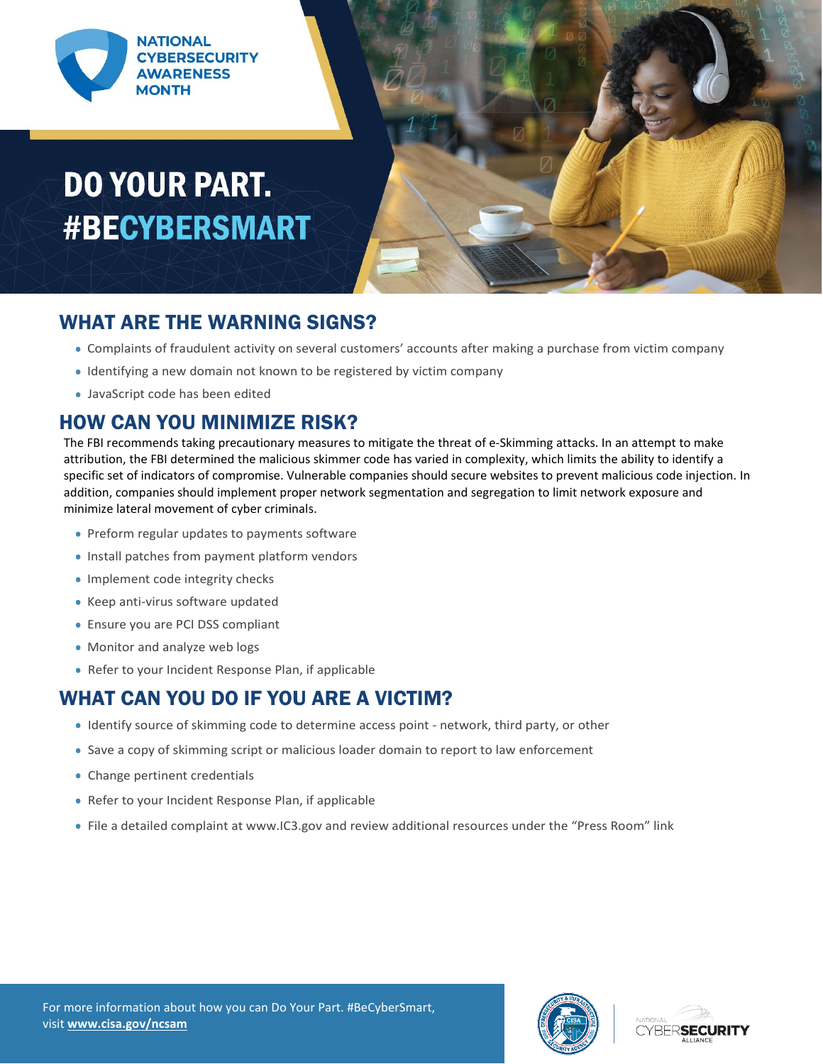NATIONAL CYBERSECURITY AWARENESS MONTH

# DO YOUR PART. #BECYBERSMART

## WHAT ARE THE WARNING SIGNS?

- Complaints of fraudulent activity on several customers' accounts after making a purchase from victim company
- Identifying a new domain not known to be registered by victim company
- JavaScript code has been edited

## HOW CAN YOU MINIMIZE RISK?

The FBI recommends taking precautionary measures to mitigate the threat of e-Skimming attacks. In an attempt to make attribution, the FBI determined the malicious skimmer code has varied in complexity, which limits the ability to identify a specific set of indicators of compromise. Vulnerable companies should secure websites to prevent malicious code injection. In addition, companies should implement proper network segmentation and segregation to limit network exposure and minimize lateral movement of cyber criminals.

- Preform regular updates to payments software
- Install patches from payment platform vendors
- Implement code integrity checks
- Keep anti-virus software updated
- Ensure you are PCI DSS compliant
- Monitor and analyze web logs
- Refer to your Incident Response Plan, if applicable

## WHAT CAN YOU DO IF YOU ARE A VICTIM?

- Identify source of skimming code to determine access point - network, third party, or other
- Save a copy of skimming script or malicious loader domain to report to law enforcement
- Change pertinent credentials
- Refer to your Incident Response Plan, if applicable
- File a detailed complaint at www.IC3.gov and review additional resources under the "Press Room" link

For more information about how you can Do Your Part. #BeCyberSmart, visit **www.cisa.gov/ncsam**